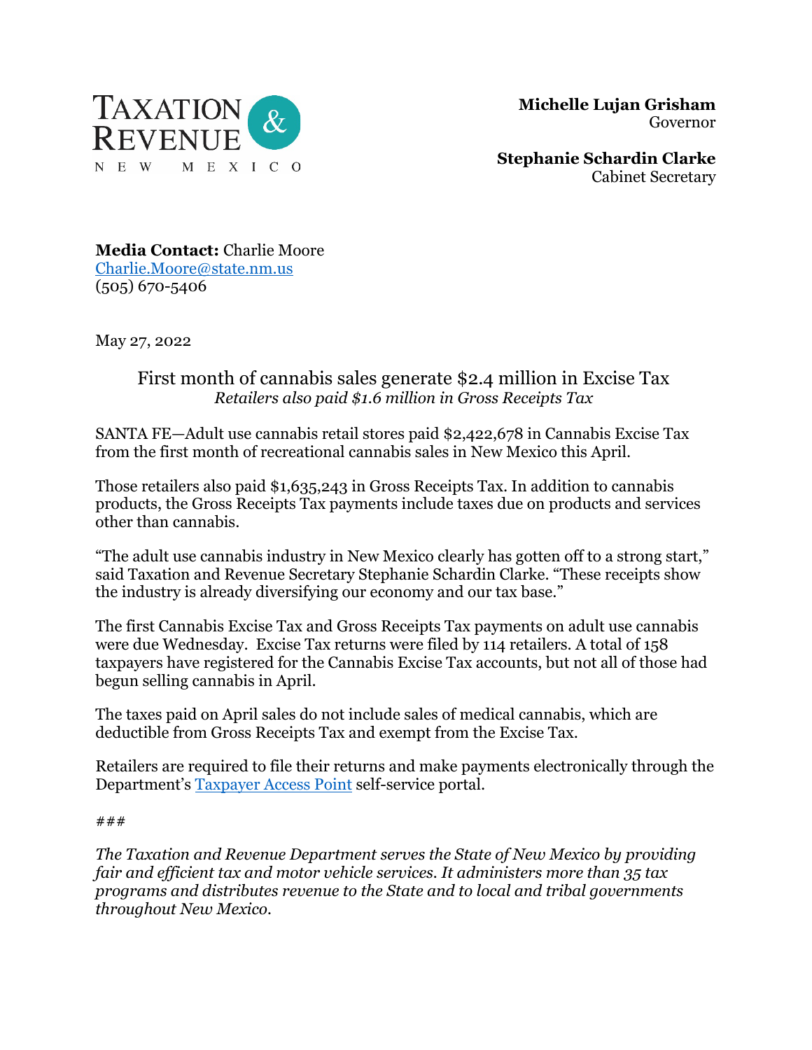TAXATION & REVENUE
NEW MEXICO

**Michelle Lujan Grisham**
Governor

**Stephanie Schardin Clarke**
Cabinet Secretary

**Media Contact:** Charlie Moore
[Charlie.Moore@state.nm.us](mailto:Charlie.Moore@state.nm.us)
(505) 670-5406

May 27, 2022

# First month of cannabis sales generate $2.4 million in Excise Tax

*Retailers also paid $1.6 million in Gross Receipts Tax*

SANTA FE—Adult use cannabis retail stores paid $2,422,678 in Cannabis Excise Tax from the first month of recreational cannabis sales in New Mexico this April.

Those retailers also paid $1,635,243 in Gross Receipts Tax. In addition to cannabis products, the Gross Receipts Tax payments include taxes due on products and services other than cannabis.

"The adult use cannabis industry in New Mexico clearly has gotten off to a strong start," said Taxation and Revenue Secretary Stephanie Schardin Clarke. "These receipts show the industry is already diversifying our economy and our tax base."

The first Cannabis Excise Tax and Gross Receipts Tax payments on adult use cannabis were due Wednesday. Excise Tax returns were filed by 114 retailers. A total of 158 taxpayers have registered for the Cannabis Excise Tax accounts, but not all of those had begun selling cannabis in April.

The taxes paid on April sales do not include sales of medical cannabis, which are deductible from Gross Receipts Tax and exempt from the Excise Tax.

Retailers are required to file their returns and make payments electronically through the Department's Taxpayer Access Point self-service portal.

###

*The Taxation and Revenue Department serves the State of New Mexico by providing fair and efficient tax and motor vehicle services. It administers more than 35 tax programs and distributes revenue to the State and to local and tribal governments throughout New Mexico.*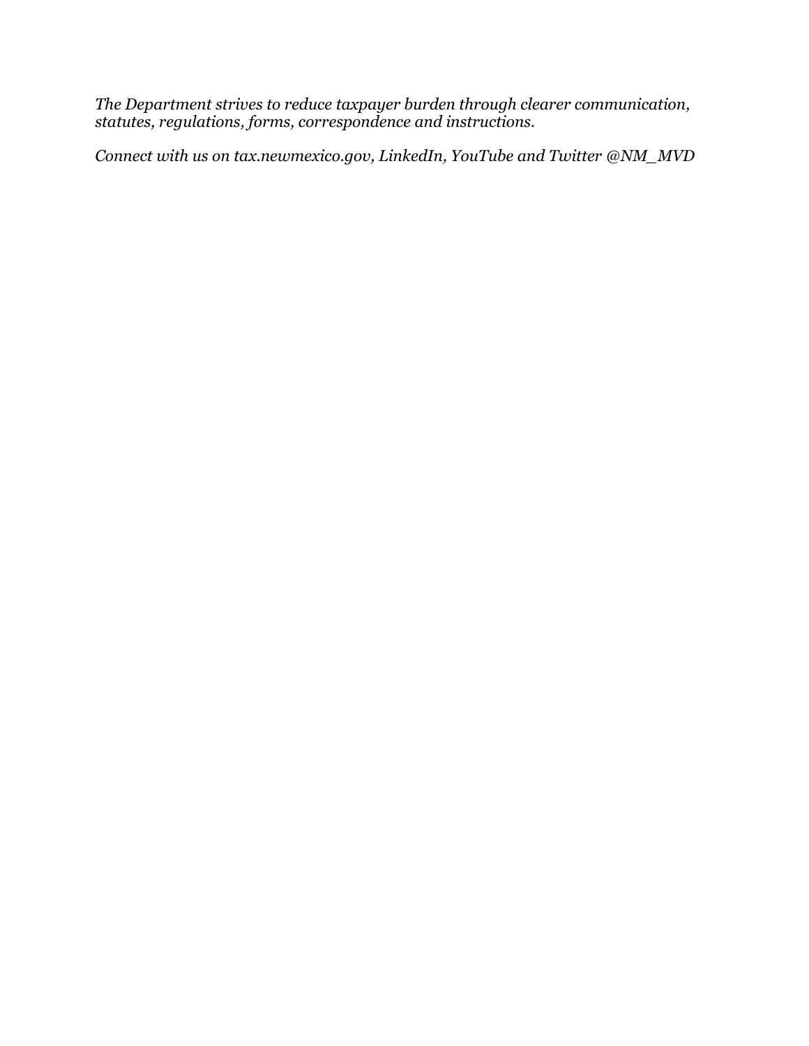*The Department strives to reduce taxpayer burden through clearer communication, statutes, regulations, forms, correspondence and instructions.*

*Connect with us on tax.newmexico.gov, LinkedIn, YouTube and Twitter @NM_MVD*